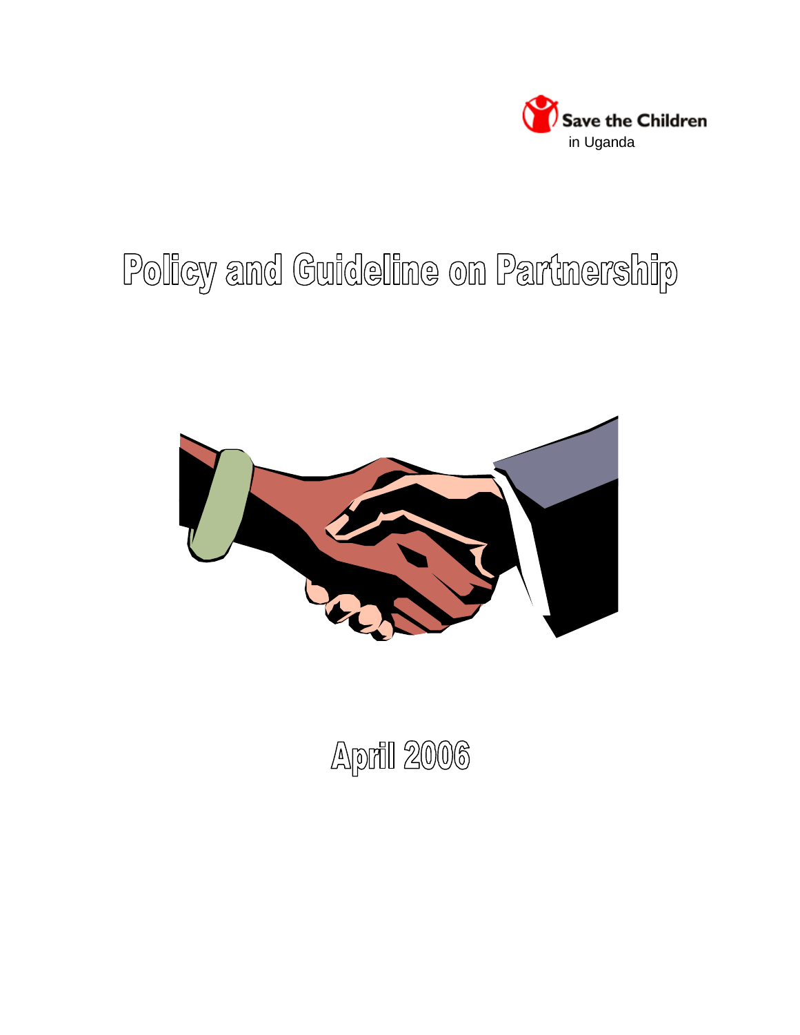Save the Children
in Uganda

# Policy and Guideline on Partnership

April 2006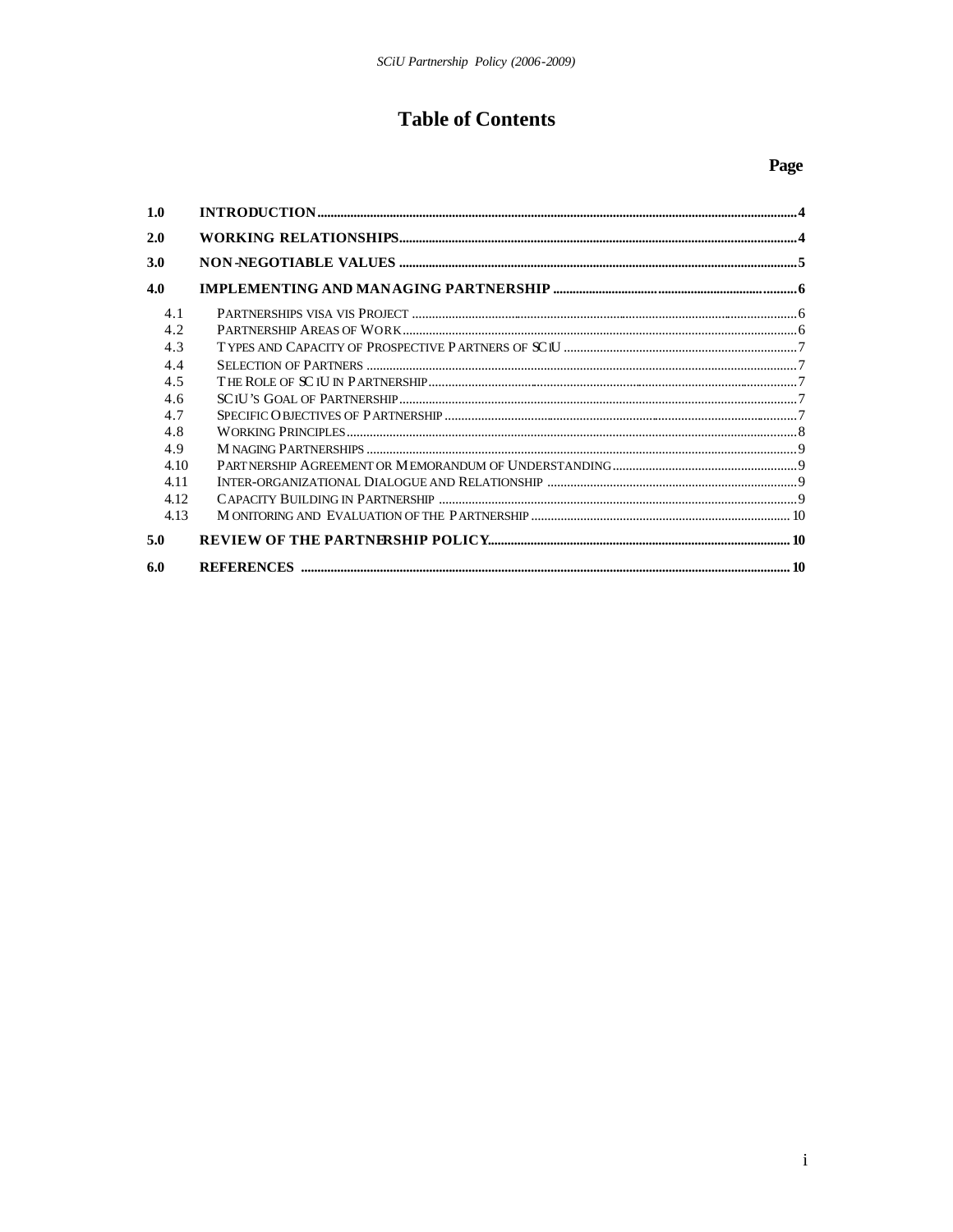# Table of Contents

| | | Page |
|---|---|---|
| 1.0 | INTRODUCTION | 4 |
| 2.0 | WORKING RELATIONSHIPS | 4 |
| 3.0 | NON-NEGOTIABLE VALUES | 5 |
| 4.0 | IMPLEMENTING AND MANAGING PARTNERSHIP | 6 |
| 4.1 | PARTNERSHIPS VISA VIS PROJECT | 6 |
| 4.2 | PARTNERSHIP AREAS OF WORK | 6 |
| 4.3 | TYPES AND CAPACITY OF PROSPECTIVE PARTNERS OF SCIU | 7 |
| 4.4 | SELECTION OF PARTNERS | 7 |
| 4.5 | THE ROLE OF SCIU IN PARTNERSHIP | 7 |
| 4.6 | SCIU'S GOAL OF PARTNERSHIP | 7 |
| 4.7 | SPECIFIC OBJECTIVES OF PARTNERSHIP | 7 |
| 4.8 | WORKING PRINCIPLES | 8 |
| 4.9 | MNAGING PARTNERSHIPS | 9 |
| 4.10 | PARTNERSHIP AGREEMENT OR MEMORANDUM OF UNDERSTANDING | 9 |
| 4.11 | INTER-ORGANIZATIONAL DIALOGUE AND RELATIONSHIP | 9 |
| 4.12 | CAPACITY BUILDING IN PARTNERSHIP | 9 |
| 4.13 | MONITORING AND EVALUATION OF THE PARTNERSHIP | 10 |
| 5.0 | REVIEW OF THE PARTNERSHIP POLICY | 10 |
| 6.0 | REFERENCES | 10 |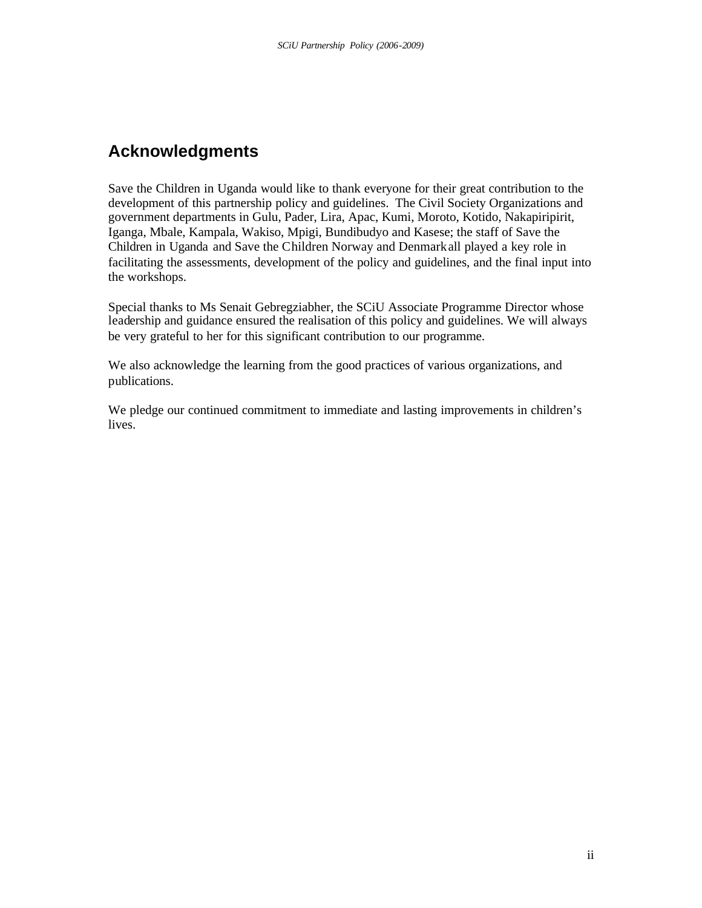# Acknowledgments

Save the Children in Uganda would like to thank everyone for their great contribution to the development of this partnership policy and guidelines. The Civil Society Organizations and government departments in Gulu, Pader, Lira, Apac, Kumi, Moroto, Kotido, Nakapiripirit, Iganga, Mbale, Kampala, Wakiso, Mpigi, Bundibudyo and Kasese; the staff of Save the Children in Uganda and Save the Children Norway and Denmark all played a key role in facilitating the assessments, development of the policy and guidelines, and the final input into the workshops.

Special thanks to Ms Senait Gebregziabher, the SCiU Associate Programme Director whose leadership and guidance ensured the realisation of this policy and guidelines. We will always be very grateful to her for this significant contribution to our programme.

We also acknowledge the learning from the good practices of various organizations, and publications.

We pledge our continued commitment to immediate and lasting improvements in children's lives.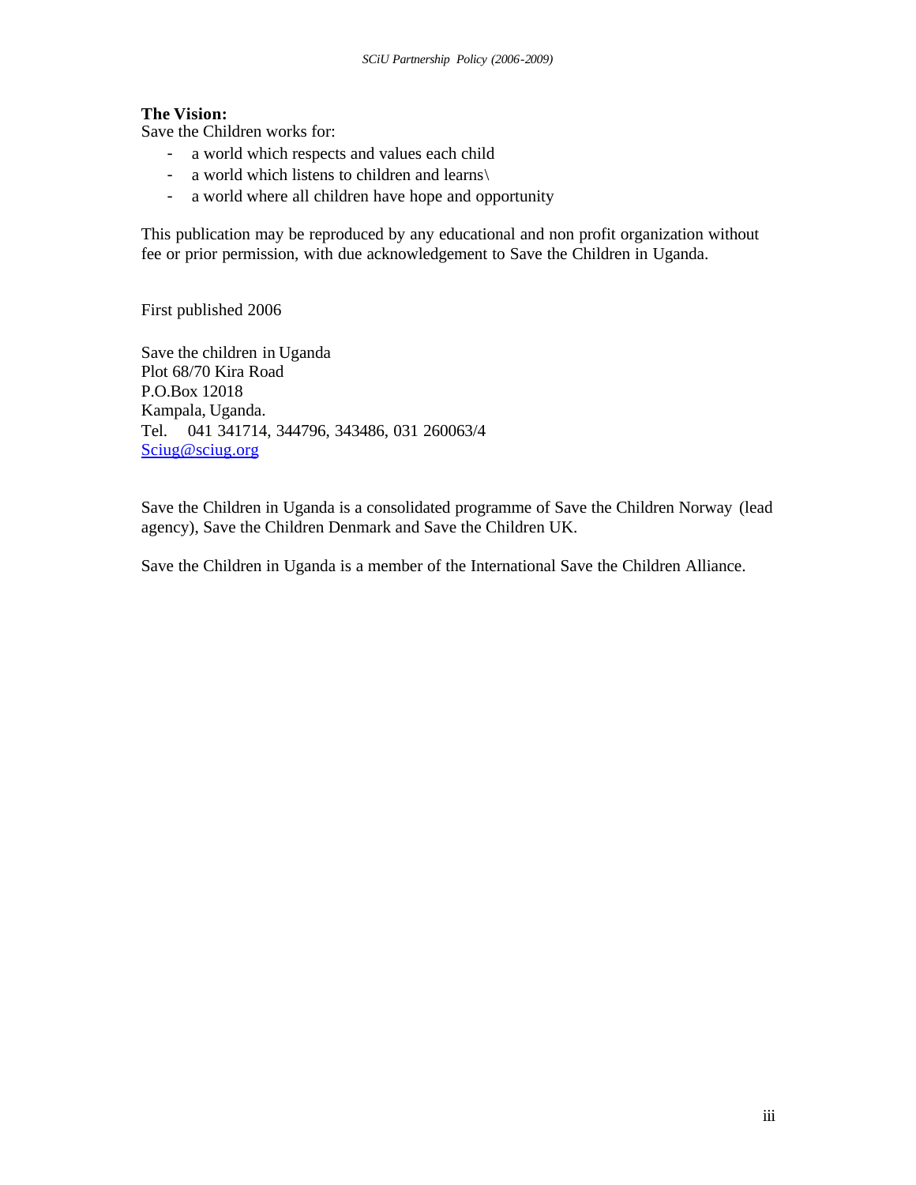**The Vision:**

Save the Children works for:

- a world which respects and values each child
- a world which listens to children and learns\
- a world where all children have hope and opportunity

This publication may be reproduced by any educational and non profit organization without fee or prior permission, with due acknowledgement to Save the Children in Uganda.

First published 2006

Save the children in Uganda
Plot 68/70 Kira Road
P.O.Box 12018
Kampala, Uganda.
Tel. 041 341714, 344796, 343486, 031 260063/4
Sciug@sciug.org

Save the Children in Uganda is a consolidated programme of Save the Children Norway (lead agency), Save the Children Denmark and Save the Children UK.

Save the Children in Uganda is a member of the International Save the Children Alliance.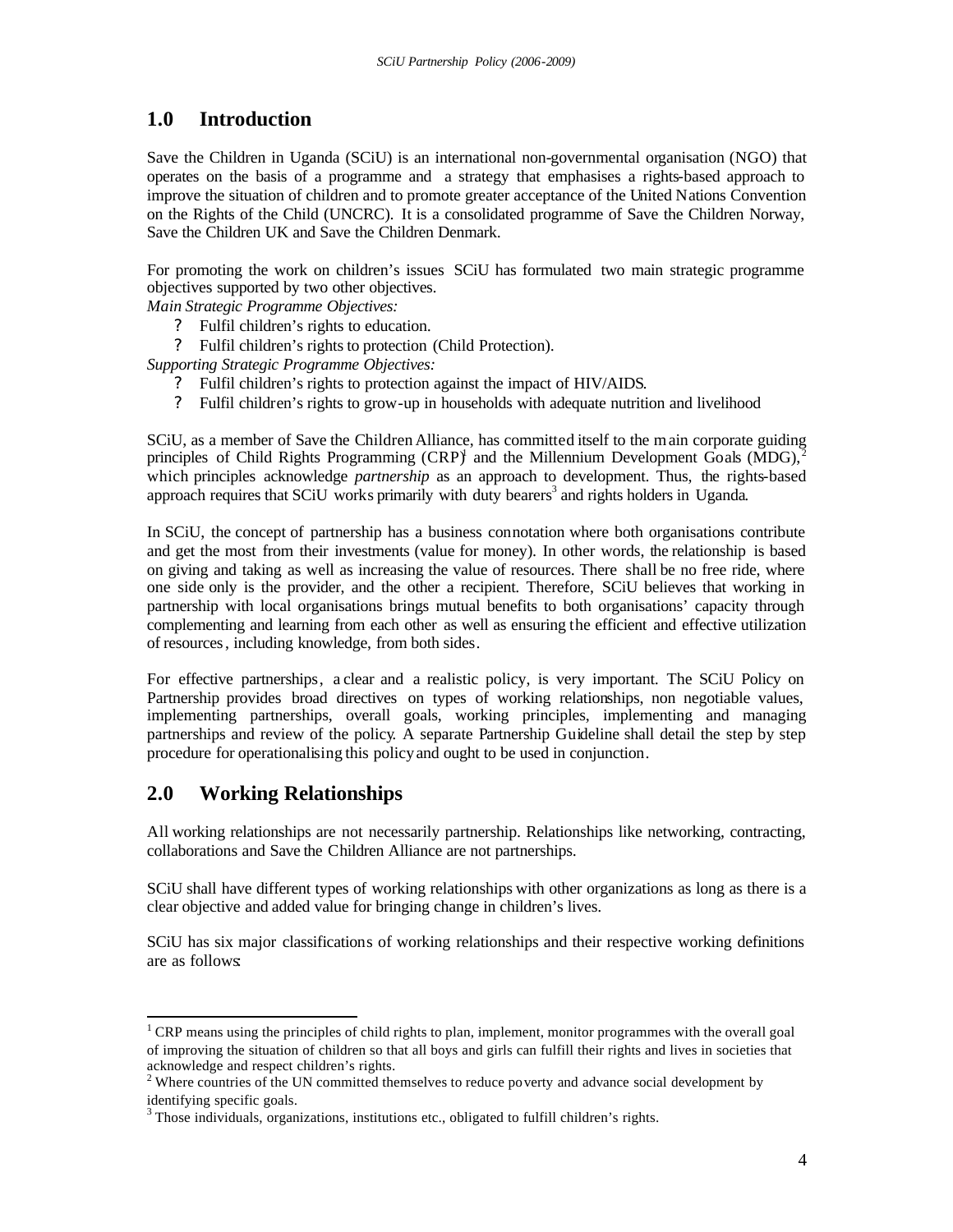## 1.0 Introduction

Save the Children in Uganda (SCiU) is an international non-governmental organisation (NGO) that operates on the basis of a programme and a strategy that emphasises a rights-based approach to improve the situation of children and to promote greater acceptance of the United Nations Convention on the Rights of the Child (UNCRC). It is a consolidated programme of Save the Children Norway, Save the Children UK and Save the Children Denmark.

For promoting the work on children's issues SCiU has formulated two main strategic programme objectives supported by two other objectives.

*Main Strategic Programme Objectives:*

- Fulfil children's rights to education.
- Fulfil children's rights to protection (Child Protection).

*Supporting Strategic Programme Objectives:*

- Fulfil children's rights to protection against the impact of HIV/AIDS.
- Fulfil children's rights to grow-up in households with adequate nutrition and livelihood

SCiU, as a member of Save the Children Alliance, has committed itself to the main corporate guiding principles of Child Rights Programming (CRP)[1] and the Millennium Development Goals (MDG),[2] which principles acknowledge *partnership* as an approach to development. Thus, the rights-based approach requires that SCiU works primarily with duty bearers[3] and rights holders in Uganda.

In SCiU, the concept of partnership has a business connotation where both organisations contribute and get the most from their investments (value for money). In other words, the relationship is based on giving and taking as well as increasing the value of resources. There shall be no free ride, where one side only is the provider, and the other a recipient. Therefore, SCiU believes that working in partnership with local organisations brings mutual benefits to both organisations' capacity through complementing and learning from each other as well as ensuring the efficient and effective utilization of resources, including knowledge, from both sides.

For effective partnerships, a clear and a realistic policy, is very important. The SCiU Policy on Partnership provides broad directives on types of working relationships, non negotiable values, implementing partnerships, overall goals, working principles, implementing and managing partnerships and review of the policy. A separate Partnership Guideline shall detail the step by step procedure for operationalising this policy and ought to be used in conjunction.

## 2.0 Working Relationships

All working relationships are not necessarily partnership. Relationships like networking, contracting, collaborations and Save the Children Alliance are not partnerships.

SCiU shall have different types of working relationships with other organizations as long as there is a clear objective and added value for bringing change in children's lives.

SCiU has six major classifications of working relationships and their respective working definitions are as follows:

---

[1] CRP means using the principles of child rights to plan, implement, monitor programmes with the overall goal of improving the situation of children so that all boys and girls can fulfill their rights and lives in societies that acknowledge and respect children's rights.

[2] Where countries of the UN committed themselves to reduce poverty and advance social development by identifying specific goals.

[3] Those individuals, organizations, institutions etc., obligated to fulfill children's rights.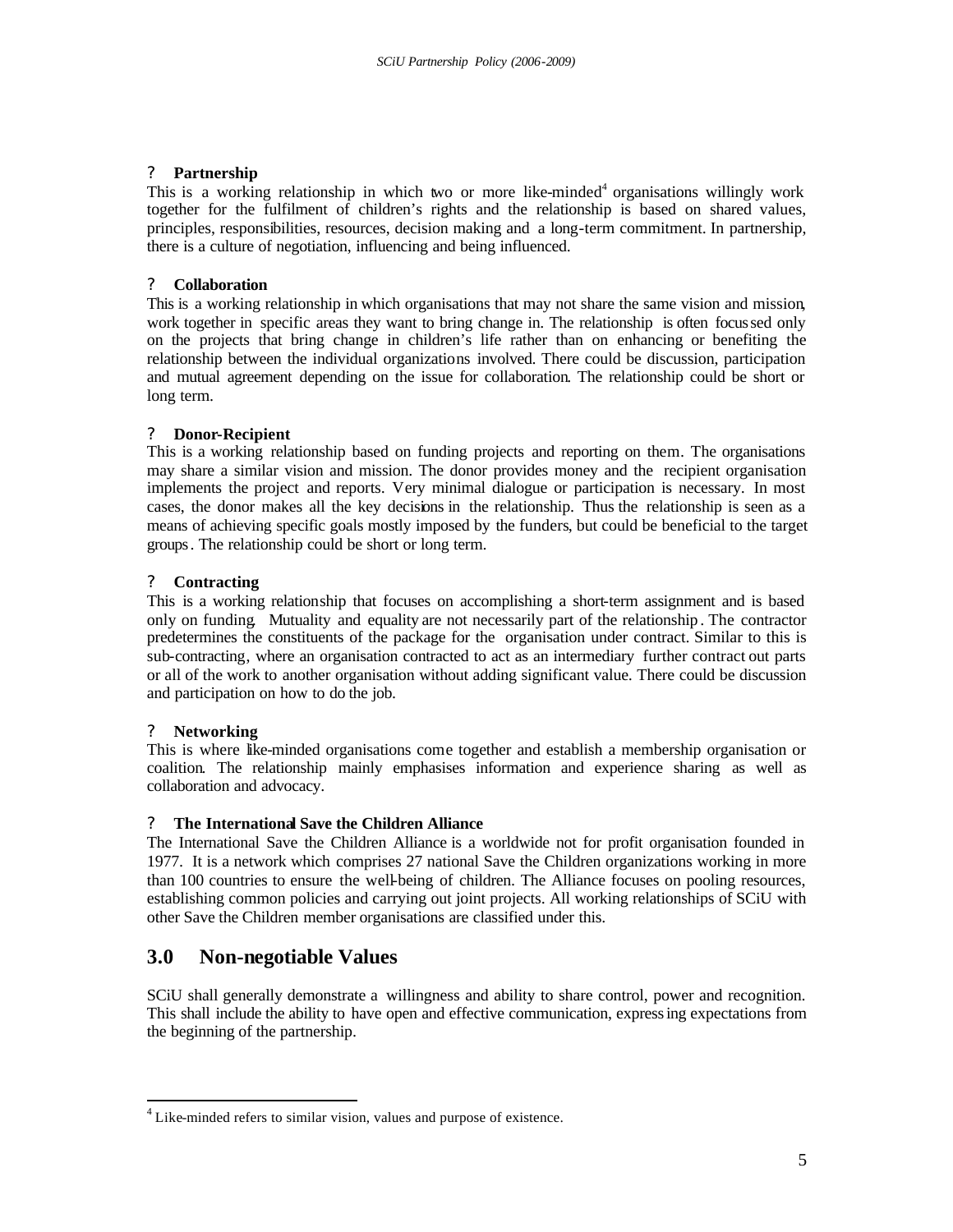- **Partnership**

This is a working relationship in which two or more like-minded[4] organisations willingly work together for the fulfilment of children's rights and the relationship is based on shared values, principles, responsibilities, resources, decision making and a long-term commitment. In partnership, there is a culture of negotiation, influencing and being influenced.

- **Collaboration**

This is a working relationship in which organisations that may not share the same vision and mission, work together in specific areas they want to bring change in. The relationship is often focussed only on the projects that bring change in children's life rather than on enhancing or benefiting the relationship between the individual organizations involved. There could be discussion, participation and mutual agreement depending on the issue for collaboration. The relationship could be short or long term.

- **Donor-Recipient**

This is a working relationship based on funding projects and reporting on them. The organisations may share a similar vision and mission. The donor provides money and the recipient organisation implements the project and reports. Very minimal dialogue or participation is necessary. In most cases, the donor makes all the key decisions in the relationship. Thus the relationship is seen as a means of achieving specific goals mostly imposed by the funders, but could be beneficial to the target groups. The relationship could be short or long term.

- **Contracting**

This is a working relationship that focuses on accomplishing a short-term assignment and is based only on funding. Mutuality and equality are not necessarily part of the relationship. The contractor predetermines the constituents of the package for the organisation under contract. Similar to this is sub-contracting, where an organisation contracted to act as an intermediary further contract out parts or all of the work to another organisation without adding significant value. There could be discussion and participation on how to do the job.

- **Networking**

This is where like-minded organisations come together and establish a membership organisation or coalition. The relationship mainly emphasises information and experience sharing as well as collaboration and advocacy.

- **The International Save the Children Alliance**

The International Save the Children Alliance is a worldwide not for profit organisation founded in 1977. It is a network which comprises 27 national Save the Children organizations working in more than 100 countries to ensure the well-being of children. The Alliance focuses on pooling resources, establishing common policies and carrying out joint projects. All working relationships of SCiU with other Save the Children member organisations are classified under this.

## 3.0 Non-negotiable Values

SCiU shall generally demonstrate a willingness and ability to share control, power and recognition. This shall include the ability to have open and effective communication, expressing expectations from the beginning of the partnership.

---

[4] Like-minded refers to similar vision, values and purpose of existence.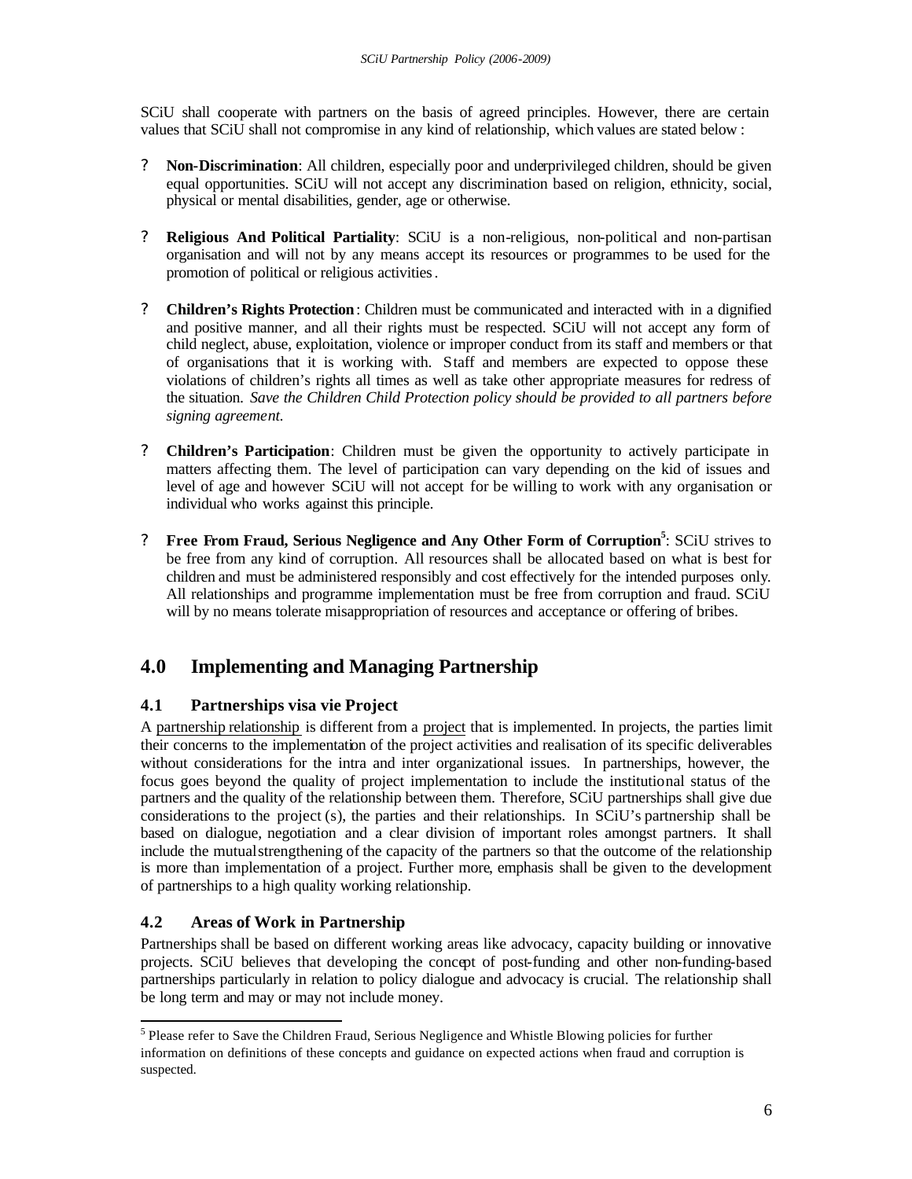SCiU shall cooperate with partners on the basis of agreed principles. However, there are certain values that SCiU shall not compromise in any kind of relationship, which values are stated below :

- **Non-Discrimination**: All children, especially poor and underprivileged children, should be given equal opportunities. SCiU will not accept any discrimination based on religion, ethnicity, social, physical or mental disabilities, gender, age or otherwise.

- **Religious And Political Partiality**: SCiU is a non-religious, non-political and non-partisan organisation and will not by any means accept its resources or programmes to be used for the promotion of political or religious activities.

- **Children's Rights Protection**: Children must be communicated and interacted with in a dignified and positive manner, and all their rights must be respected. SCiU will not accept any form of child neglect, abuse, exploitation, violence or improper conduct from its staff and members or that of organisations that it is working with. Staff and members are expected to oppose these violations of children's rights all times as well as take other appropriate measures for redress of the situation. *Save the Children Child Protection policy should be provided to all partners before signing agreement.*

- **Children's Participation**: Children must be given the opportunity to actively participate in matters affecting them. The level of participation can vary depending on the kid of issues and level of age and however SCiU will not accept for be willing to work with any organisation or individual who works against this principle.

- **Free From Fraud, Serious Negligence and Any Other Form of Corruption**[5]: SCiU strives to be free from any kind of corruption. All resources shall be allocated based on what is best for children and must be administered responsibly and cost effectively for the intended purposes only. All relationships and programme implementation must be free from corruption and fraud. SCiU will by no means tolerate misappropriation of resources and acceptance or offering of bribes.

## 4.0 Implementing and Managing Partnership

### 4.1 Partnerships visa vie Project

A partnership relationship is different from a project that is implemented. In projects, the parties limit their concerns to the implementation of the project activities and realisation of its specific deliverables without considerations for the intra and inter organizational issues. In partnerships, however, the focus goes beyond the quality of project implementation to include the institutional status of the partners and the quality of the relationship between them. Therefore, SCiU partnerships shall give due considerations to the project (s), the parties and their relationships. In SCiU's partnership shall be based on dialogue, negotiation and a clear division of important roles amongst partners. It shall include the mutual strengthening of the capacity of the partners so that the outcome of the relationship is more than implementation of a project. Further more, emphasis shall be given to the development of partnerships to a high quality working relationship.

### 4.2 Areas of Work in Partnership

Partnerships shall be based on different working areas like advocacy, capacity building or innovative projects. SCiU believes that developing the concept of post-funding and other non-funding-based partnerships particularly in relation to policy dialogue and advocacy is crucial. The relationship shall be long term and may or may not include money.

---

[5] Please refer to Save the Children Fraud, Serious Negligence and Whistle Blowing policies for further information on definitions of these concepts and guidance on expected actions when fraud and corruption is suspected.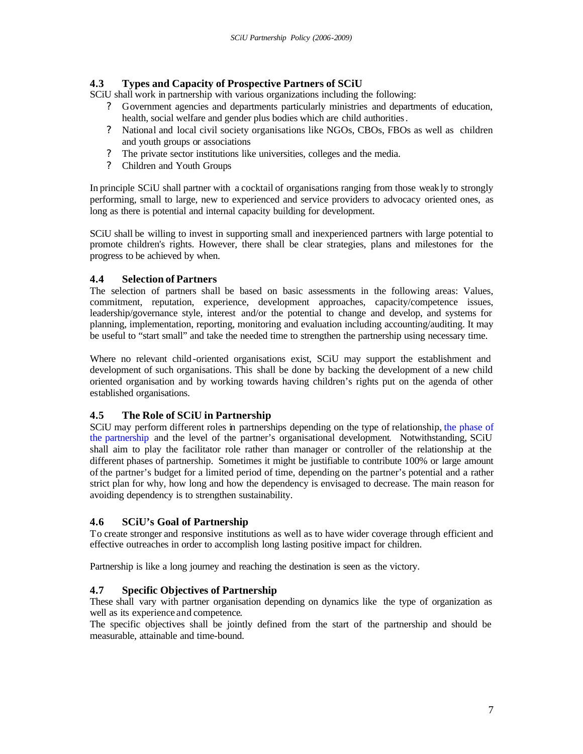### 4.3 Types and Capacity of Prospective Partners of SCiU

SCiU shall work in partnership with various organizations including the following:

- Government agencies and departments particularly ministries and departments of education, health, social welfare and gender plus bodies which are child authorities.
- National and local civil society organisations like NGOs, CBOs, FBOs as well as children and youth groups or associations
- The private sector institutions like universities, colleges and the media.
- Children and Youth Groups

In principle SCiU shall partner with a cocktail of organisations ranging from those weakly to strongly performing, small to large, new to experienced and service providers to advocacy oriented ones, as long as there is potential and internal capacity building for development.

SCiU shall be willing to invest in supporting small and inexperienced partners with large potential to promote children's rights. However, there shall be clear strategies, plans and milestones for the progress to be achieved by when.

### 4.4 Selection of Partners

The selection of partners shall be based on basic assessments in the following areas: Values, commitment, reputation, experience, development approaches, capacity/competence issues, leadership/governance style, interest and/or the potential to change and develop, and systems for planning, implementation, reporting, monitoring and evaluation including accounting/auditing. It may be useful to "start small" and take the needed time to strengthen the partnership using necessary time.

Where no relevant child-oriented organisations exist, SCiU may support the establishment and development of such organisations. This shall be done by backing the development of a new child oriented organisation and by working towards having children's rights put on the agenda of other established organisations.

### 4.5 The Role of SCiU in Partnership

SCiU may perform different roles in partnerships depending on the type of relationship, the phase of the partnership and the level of the partner's organisational development. Notwithstanding, SCiU shall aim to play the facilitator role rather than manager or controller of the relationship at the different phases of partnership. Sometimes it might be justifiable to contribute 100% or large amount of the partner's budget for a limited period of time, depending on the partner's potential and a rather strict plan for why, how long and how the dependency is envisaged to decrease. The main reason for avoiding dependency is to strengthen sustainability.

### 4.6 SCiU's Goal of Partnership

To create stronger and responsive institutions as well as to have wider coverage through efficient and effective outreaches in order to accomplish long lasting positive impact for children.

Partnership is like a long journey and reaching the destination is seen as the victory.

### 4.7 Specific Objectives of Partnership

These shall vary with partner organisation depending on dynamics like the type of organization as well as its experience and competence.

The specific objectives shall be jointly defined from the start of the partnership and should be measurable, attainable and time-bound.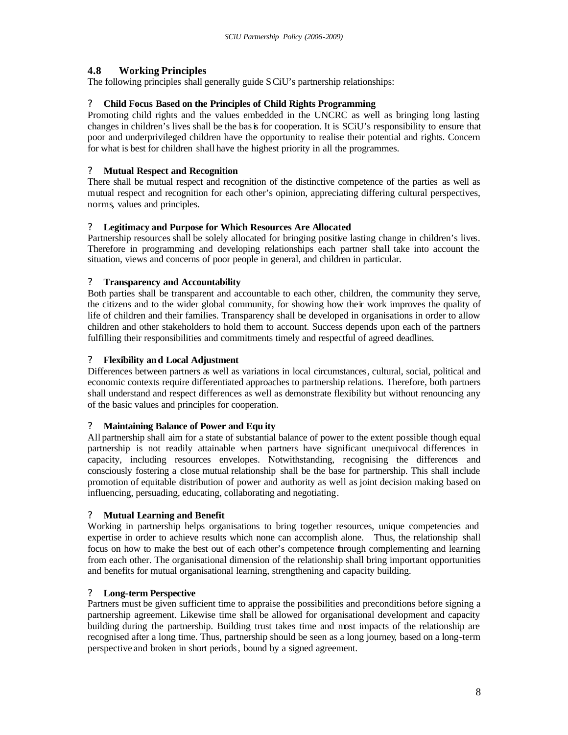## 4.8 Working Principles

The following principles shall generally guide SCiU's partnership relationships:

- **Child Focus Based on the Principles of Child Rights Programming**

Promoting child rights and the values embedded in the UNCRC as well as bringing long lasting changes in children's lives shall be the basis for cooperation. It is SCiU's responsibility to ensure that poor and underprivileged children have the opportunity to realise their potential and rights. Concern for what is best for children shall have the highest priority in all the programmes.

- **Mutual Respect and Recognition**

There shall be mutual respect and recognition of the distinctive competence of the parties as well as mutual respect and recognition for each other's opinion, appreciating differing cultural perspectives, norms, values and principles.

- **Legitimacy and Purpose for Which Resources Are Allocated**

Partnership resources shall be solely allocated for bringing positive lasting change in children's lives. Therefore in programming and developing relationships each partner shall take into account the situation, views and concerns of poor people in general, and children in particular.

- **Transparency and Accountability**

Both parties shall be transparent and accountable to each other, children, the community they serve, the citizens and to the wider global community, for showing how their work improves the quality of life of children and their families. Transparency shall be developed in organisations in order to allow children and other stakeholders to hold them to account. Success depends upon each of the partners fulfilling their responsibilities and commitments timely and respectful of agreed deadlines.

- **Flexibility and Local Adjustment**

Differences between partners as well as variations in local circumstances, cultural, social, political and economic contexts require differentiated approaches to partnership relations. Therefore, both partners shall understand and respect differences as well as demonstrate flexibility but without renouncing any of the basic values and principles for cooperation.

- **Maintaining Balance of Power and Equity**

All partnership shall aim for a state of substantial balance of power to the extent possible though equal partnership is not readily attainable when partners have significant unequivocal differences in capacity, including resources envelopes. Notwithstanding, recognising the differences and consciously fostering a close mutual relationship shall be the base for partnership. This shall include promotion of equitable distribution of power and authority as well as joint decision making based on influencing, persuading, educating, collaborating and negotiating.

- **Mutual Learning and Benefit**

Working in partnership helps organisations to bring together resources, unique competencies and expertise in order to achieve results which none can accomplish alone. Thus, the relationship shall focus on how to make the best out of each other's competence through complementing and learning from each other. The organisational dimension of the relationship shall bring important opportunities and benefits for mutual organisational learning, strengthening and capacity building.

- **Long-term Perspective**

Partners must be given sufficient time to appraise the possibilities and preconditions before signing a partnership agreement. Likewise time shall be allowed for organisational development and capacity building during the partnership. Building trust takes time and most impacts of the relationship are recognised after a long time. Thus, partnership should be seen as a long journey, based on a long-term perspective and broken in short periods, bound by a signed agreement.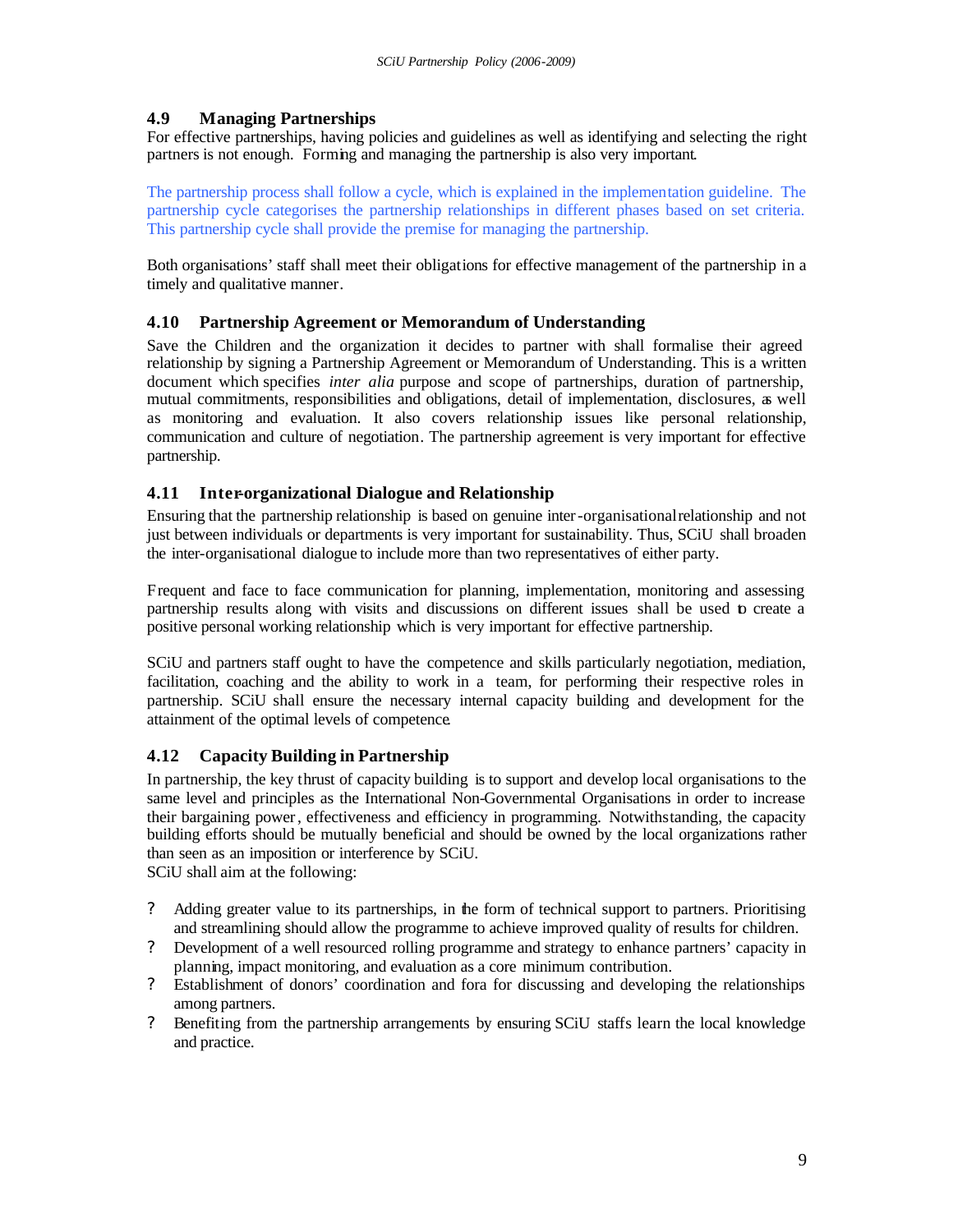### 4.9 Managing Partnerships

For effective partnerships, having policies and guidelines as well as identifying and selecting the right partners is not enough. Forming and managing the partnership is also very important.

The partnership process shall follow a cycle, which is explained in the implementation guideline. The partnership cycle categorises the partnership relationships in different phases based on set criteria. This partnership cycle shall provide the premise for managing the partnership.

Both organisations' staff shall meet their obligations for effective management of the partnership in a timely and qualitative manner.

### 4.10 Partnership Agreement or Memorandum of Understanding

Save the Children and the organization it decides to partner with shall formalise their agreed relationship by signing a Partnership Agreement or Memorandum of Understanding. This is a written document which specifies *inter alia* purpose and scope of partnerships, duration of partnership, mutual commitments, responsibilities and obligations, detail of implementation, disclosures, as well as monitoring and evaluation. It also covers relationship issues like personal relationship, communication and culture of negotiation. The partnership agreement is very important for effective partnership.

### 4.11 Inter-organizational Dialogue and Relationship

Ensuring that the partnership relationship is based on genuine inter-organisational relationship and not just between individuals or departments is very important for sustainability. Thus, SCiU shall broaden the inter-organisational dialogue to include more than two representatives of either party.

Frequent and face to face communication for planning, implementation, monitoring and assessing partnership results along with visits and discussions on different issues shall be used to create a positive personal working relationship which is very important for effective partnership.

SCiU and partners staff ought to have the competence and skills particularly negotiation, mediation, facilitation, coaching and the ability to work in a team, for performing their respective roles in partnership. SCiU shall ensure the necessary internal capacity building and development for the attainment of the optimal levels of competence.

### 4.12 Capacity Building in Partnership

In partnership, the key thrust of capacity building is to support and develop local organisations to the same level and principles as the International Non-Governmental Organisations in order to increase their bargaining power, effectiveness and efficiency in programming. Notwithstanding, the capacity building efforts should be mutually beneficial and should be owned by the local organizations rather than seen as an imposition or interference by SCiU.
SCiU shall aim at the following:

- Adding greater value to its partnerships, in the form of technical support to partners. Prioritising and streamlining should allow the programme to achieve improved quality of results for children.
- Development of a well resourced rolling programme and strategy to enhance partners' capacity in planning, impact monitoring, and evaluation as a core minimum contribution.
- Establishment of donors' coordination and fora for discussing and developing the relationships among partners.
- Benefiting from the partnership arrangements by ensuring SCiU staffs learn the local knowledge and practice.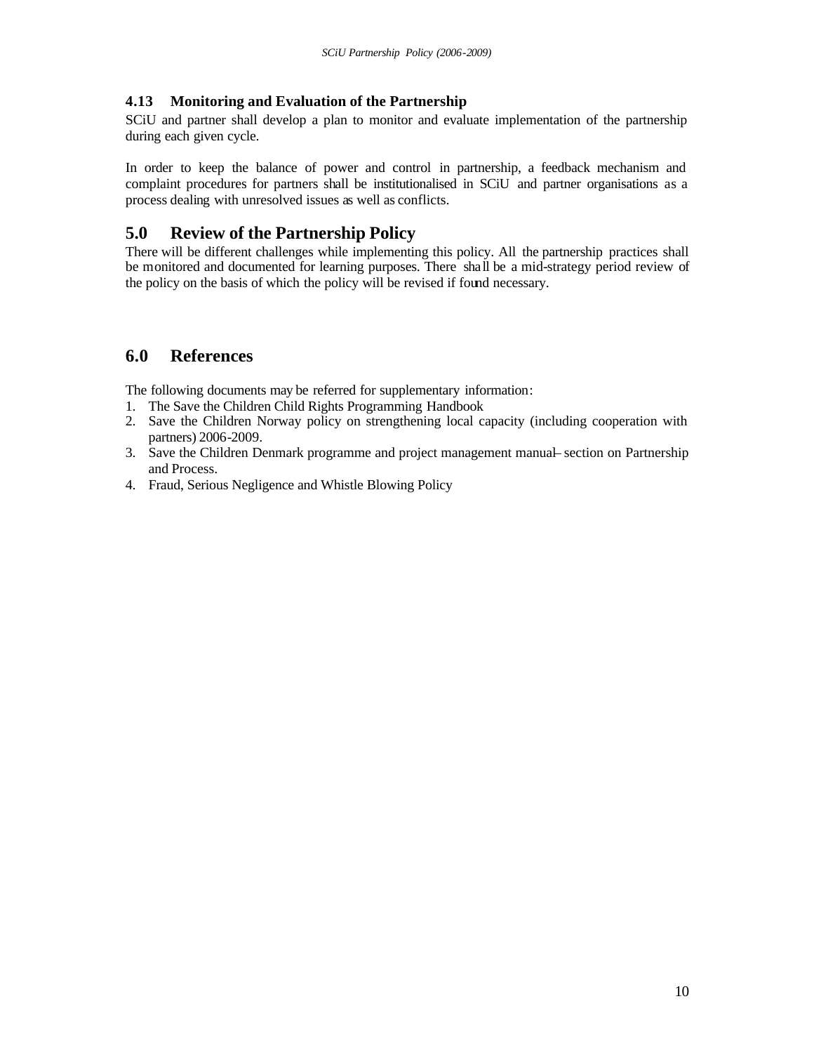### 4.13 Monitoring and Evaluation of the Partnership

SCiU and partner shall develop a plan to monitor and evaluate implementation of the partnership during each given cycle.

In order to keep the balance of power and control in partnership, a feedback mechanism and complaint procedures for partners shall be institutionalised in SCiU and partner organisations as a process dealing with unresolved issues as well as conflicts.

## 5.0 Review of the Partnership Policy

There will be different challenges while implementing this policy. All the partnership practices shall be monitored and documented for learning purposes. There shall be a mid-strategy period review of the policy on the basis of which the policy will be revised if found necessary.

## 6.0 References

The following documents may be referred for supplementary information:

1. The Save the Children Child Rights Programming Handbook
2. Save the Children Norway policy on strengthening local capacity (including cooperation with partners) 2006-2009.
3. Save the Children Denmark programme and project management manual– section on Partnership and Process.
4. Fraud, Serious Negligence and Whistle Blowing Policy